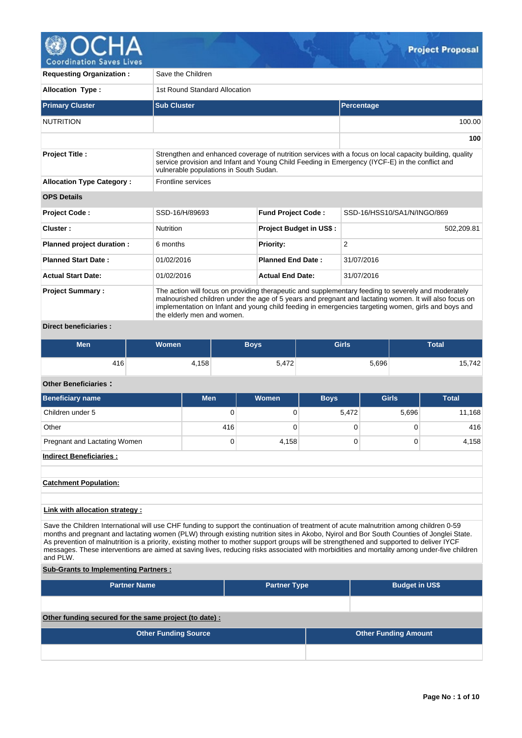# OCHA – Coordination Saves Lives

## Project Proposal

| | |
|---|---|
| **Requesting Organization :** | Save the Children |
| **Allocation Type :** | 1st Round Standard Allocation |

| Primary Cluster | Sub Cluster | Percentage |
|---|---|---|
| NUTRITION | | 100.00 |
| | | **100** |

| | |
|---|---|
| **Project Title :** | Strengthen and enhanced coverage of nutrition services with a focus on local capacity building, quality service provision and Infant and Young Child Feeding in Emergency (IYCF-E) in the conflict and vulnerable populations in South Sudan. |
| **Allocation Type Category :** | Frontline services |

**OPS Details**

| | | | |
|---|---|---|---|
| **Project Code :** | SSD-16/H/89693 | **Fund Project Code :** | SSD-16/HSS10/SA1/N/INGO/869 |
| **Cluster :** | Nutrition | **Project Budget in US$ :** | 502,209.81 |
| **Planned project duration :** | 6 months | **Priority:** | 2 |
| **Planned Start Date :** | 01/02/2016 | **Planned End Date :** | 31/07/2016 |
| **Actual Start Date:** | 01/02/2016 | **Actual End Date:** | 31/07/2016 |
| **Project Summary :** | The action will focus on providing therapeutic and supplementary feeding to severely and moderately malnourished children under the age of 5 years and pregnant and lactating women. It will also focus on implementation on Infant and young child feeding in emergencies targeting women, girls and boys and the elderly men and women. | | |

**Direct beneficiaries :**

| Men | Women | Boys | Girls | Total |
|---|---|---|---|---|
| 416 | 4,158 | 5,472 | 5,696 | 15,742 |

**Other Beneficiaries :**

| Beneficiary name | Men | Women | Boys | Girls | Total |
|---|---|---|---|---|---|
| Children under 5 | 0 | 0 | 5,472 | 5,696 | 11,168 |
| Other | 416 | 0 | 0 | 0 | 416 |
| Pregnant and Lactating Women | 0 | 4,158 | 0 | 0 | 4,158 |

**Indirect Beneficiaries :**

**Catchment Population:**

**Link with allocation strategy :**

Save the Children International will use CHF funding to support the continuation of treatment of acute malnutrition among children 0-59 months and pregnant and lactating women (PLW) through existing nutrition sites in Akobo, Nyirol and Bor South Counties of Jonglei State. As prevention of malnutrition is a priority, existing mother to mother support groups will be strengthened and supported to deliver IYCF messages. These interventions are aimed at saving lives, reducing risks associated with morbidities and mortality among under-five children and PLW.

**Sub-Grants to Implementing Partners :**

| Partner Name | Partner Type | Budget in US$ |
|---|---|---|
| | | |

**Other funding secured for the same project (to date) :**

| Other Funding Source | Other Funding Amount |
|---|---|
| | |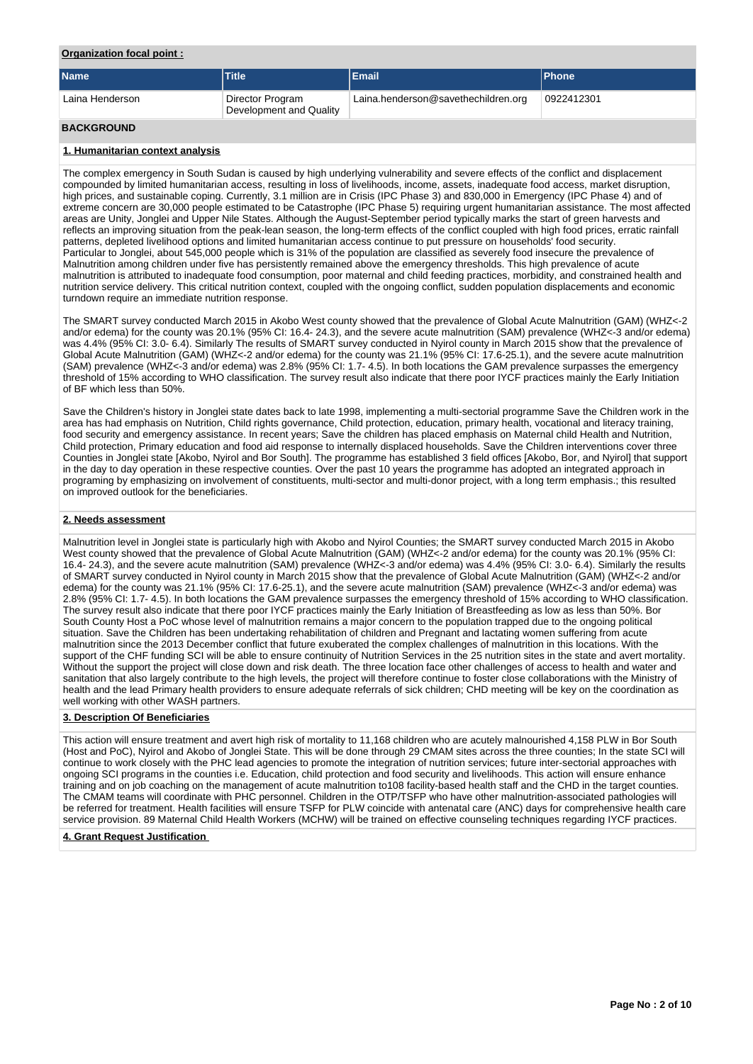**Organization focal point :**

| Name | Title | Email | Phone |
|---|---|---|---|
| Laina Henderson | Director Program Development and Quality | Laina.henderson@savethechildren.org | 0922412301 |

## BACKGROUND

### 1. Humanitarian context analysis

The complex emergency in South Sudan is caused by high underlying vulnerability and severe effects of the conflict and displacement compounded by limited humanitarian access, resulting in loss of livelihoods, income, assets, inadequate food access, market disruption, high prices, and sustainable coping. Currently, 3.1 million are in Crisis (IPC Phase 3) and 830,000 in Emergency (IPC Phase 4) and of extreme concern are 30,000 people estimated to be Catastrophe (IPC Phase 5) requiring urgent humanitarian assistance. The most affected areas are Unity, Jonglei and Upper Nile States. Although the August-September period typically marks the start of green harvests and reflects an improving situation from the peak-lean season, the long-term effects of the conflict coupled with high food prices, erratic rainfall patterns, depleted livelihood options and limited humanitarian access continue to put pressure on households' food security.
Particular to Jonglei, about 545,000 people which is 31% of the population are classified as severely food insecure the prevalence of Malnutrition among children under five has persistently remained above the emergency thresholds. This high prevalence of acute malnutrition is attributed to inadequate food consumption, poor maternal and child feeding practices, morbidity, and constrained health and nutrition service delivery. This critical nutrition context, coupled with the ongoing conflict, sudden population displacements and economic turndown require an immediate nutrition response.

The SMART survey conducted March 2015 in Akobo West county showed that the prevalence of Global Acute Malnutrition (GAM) (WHZ<-2 and/or edema) for the county was 20.1% (95% CI: 16.4- 24.3), and the severe acute malnutrition (SAM) prevalence (WHZ<-3 and/or edema) was 4.4% (95% CI: 3.0- 6.4). Similarly The results of SMART survey conducted in Nyirol county in March 2015 show that the prevalence of Global Acute Malnutrition (GAM) (WHZ<-2 and/or edema) for the county was 21.1% (95% CI: 17.6-25.1), and the severe acute malnutrition (SAM) prevalence (WHZ<-3 and/or edema) was 2.8% (95% CI: 1.7- 4.5). In both locations the GAM prevalence surpasses the emergency threshold of 15% according to WHO classification. The survey result also indicate that there poor IYCF practices mainly the Early Initiation of BF which less than 50%.

Save the Children's history in Jonglei state dates back to late 1998, implementing a multi-sectorial programme Save the Children work in the area has had emphasis on Nutrition, Child rights governance, Child protection, education, primary health, vocational and literacy training, food security and emergency assistance. In recent years; Save the children has placed emphasis on Maternal child Health and Nutrition, Child protection, Primary education and food aid response to internally displaced households. Save the Children interventions cover three Counties in Jonglei state [Akobo, Nyirol and Bor South]. The programme has established 3 field offices [Akobo, Bor, and Nyirol] that support in the day to day operation in these respective counties. Over the past 10 years the programme has adopted an integrated approach in programing by emphasizing on involvement of constituents, multi-sector and multi-donor project, with a long term emphasis.; this resulted on improved outlook for the beneficiaries.

### 2. Needs assessment

Malnutrition level in Jonglei state is particularly high with Akobo and Nyirol Counties; the SMART survey conducted March 2015 in Akobo West county showed that the prevalence of Global Acute Malnutrition (GAM) (WHZ<-2 and/or edema) for the county was 20.1% (95% CI: 16.4- 24.3), and the severe acute malnutrition (SAM) prevalence (WHZ<-3 and/or edema) was 4.4% (95% CI: 3.0- 6.4). Similarly the results of SMART survey conducted in Nyirol county in March 2015 show that the prevalence of Global Acute Malnutrition (GAM) (WHZ<-2 and/or edema) for the county was 21.1% (95% CI: 17.6-25.1), and the severe acute malnutrition (SAM) prevalence (WHZ<-3 and/or edema) was 2.8% (95% CI: 1.7- 4.5). In both locations the GAM prevalence surpasses the emergency threshold of 15% according to WHO classification. The survey result also indicate that there poor IYCF practices mainly the Early Initiation of Breastfeeding as low as less than 50%. Bor South County Host a PoC whose level of malnutrition remains a major concern to the population trapped due to the ongoing political situation. Save the Children has been undertaking rehabilitation of children and Pregnant and lactating women suffering from acute malnutrition since the 2013 December conflict that future exuberated the complex challenges of malnutrition in this locations. With the support of the CHF funding SCI will be able to ensure continuity of Nutrition Services in the 25 nutrition sites in the state and avert mortality. Without the support the project will close down and risk death. The three location face other challenges of access to health and water and sanitation that also largely contribute to the high levels, the project will therefore continue to foster close collaborations with the Ministry of health and the lead Primary health providers to ensure adequate referrals of sick children; CHD meeting will be key on the coordination as well working with other WASH partners.

### 3. Description Of Beneficiaries

This action will ensure treatment and avert high risk of mortality to 11,168 children who are acutely malnourished 4,158 PLW in Bor South (Host and PoC), Nyirol and Akobo of Jonglei State. This will be done through 29 CMAM sites across the three counties; In the state SCI will continue to work closely with the PHC lead agencies to promote the integration of nutrition services; future inter-sectorial approaches with ongoing SCI programs in the counties i.e. Education, child protection and food security and livelihoods. This action will ensure enhance training and on job coaching on the management of acute malnutrition to108 facility-based health staff and the CHD in the target counties. The CMAM teams will coordinate with PHC personnel. Children in the OTP/TSFP who have other malnutrition-associated pathologies will be referred for treatment. Health facilities will ensure TSFP for PLW coincide with antenatal care (ANC) days for comprehensive health care service provision. 89 Maternal Child Health Workers (MCHW) will be trained on effective counseling techniques regarding IYCF practices.

### 4. Grant Request Justification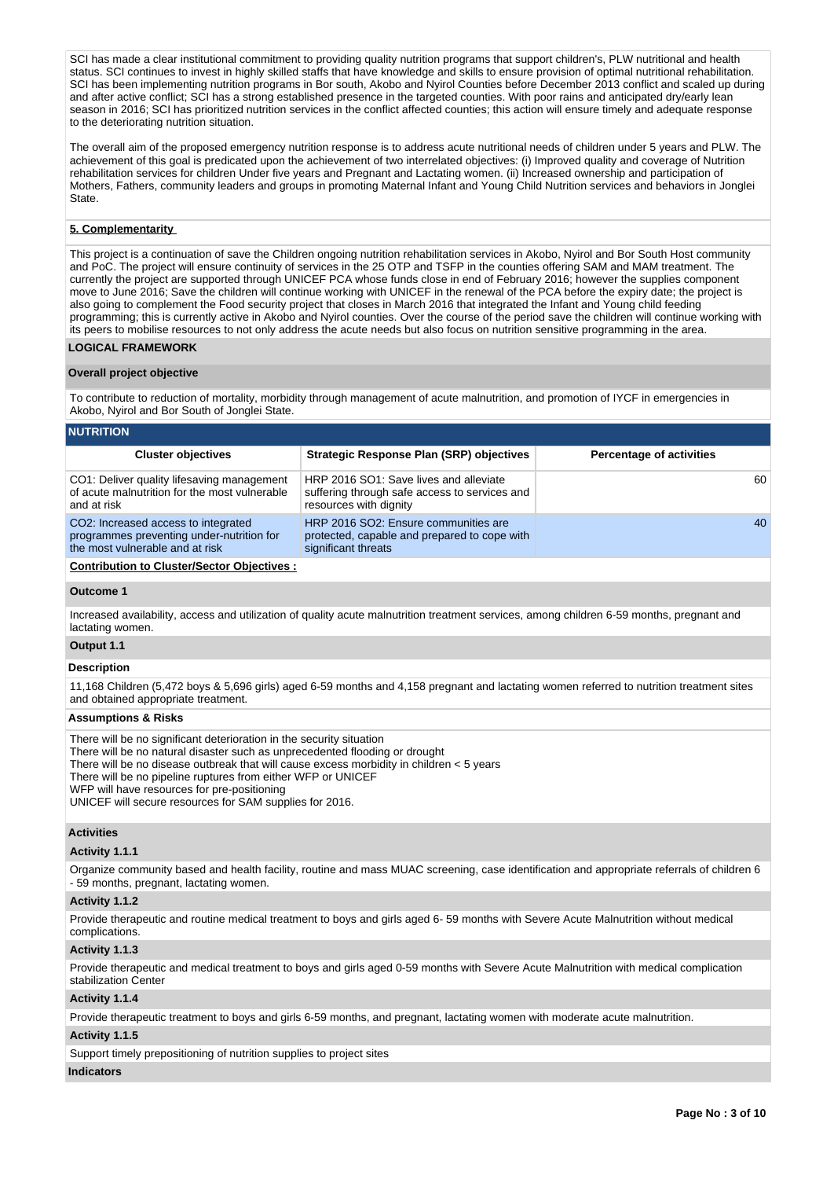SCI has made a clear institutional commitment to providing quality nutrition programs that support children's, PLW nutritional and health status. SCI continues to invest in highly skilled staffs that have knowledge and skills to ensure provision of optimal nutritional rehabilitation. SCI has been implementing nutrition programs in Bor south, Akobo and Nyirol Counties before December 2013 conflict and scaled up during and after active conflict; SCI has a strong established presence in the targeted counties. With poor rains and anticipated dry/early lean season in 2016; SCI has prioritized nutrition services in the conflict affected counties; this action will ensure timely and adequate response to the deteriorating nutrition situation.

The overall aim of the proposed emergency nutrition response is to address acute nutritional needs of children under 5 years and PLW. The achievement of this goal is predicated upon the achievement of two interrelated objectives: (i) Improved quality and coverage of Nutrition rehabilitation services for children Under five years and Pregnant and Lactating women. (ii) Increased ownership and participation of Mothers, Fathers, community leaders and groups in promoting Maternal Infant and Young Child Nutrition services and behaviors in Jonglei State.

**5. Complementarity**

This project is a continuation of save the Children ongoing nutrition rehabilitation services in Akobo, Nyirol and Bor South Host community and PoC. The project will ensure continuity of services in the 25 OTP and TSFP in the counties offering SAM and MAM treatment. The currently the project are supported through UNICEF PCA whose funds close in end of February 2016; however the supplies component move to June 2016; Save the children will continue working with UNICEF in the renewal of the PCA before the expiry date; the project is also going to complement the Food security project that closes in March 2016 that integrated the Infant and Young child feeding programming; this is currently active in Akobo and Nyirol counties. Over the course of the period save the children will continue working with its peers to mobilise resources to not only address the acute needs but also focus on nutrition sensitive programming in the area.

## LOGICAL FRAMEWORK

### Overall project objective

To contribute to reduction of mortality, morbidity through management of acute malnutrition, and promotion of IYCF in emergencies in Akobo, Nyirol and Bor South of Jonglei State.

### NUTRITION

| Cluster objectives | Strategic Response Plan (SRP) objectives | Percentage of activities |
|---|---|---|
| CO1: Deliver quality lifesaving management of acute malnutrition for the most vulnerable and at risk | HRP 2016 SO1: Save lives and alleviate suffering through safe access to services and resources with dignity | 60 |
| CO2: Increased access to integrated programmes preventing under-nutrition for the most vulnerable and at risk | HRP 2016 SO2: Ensure communities are protected, capable and prepared to cope with significant threats | 40 |

**Contribution to Cluster/Sector Objectives :**

### Outcome 1

Increased availability, access and utilization of quality acute malnutrition treatment services, among children 6-59 months, pregnant and lactating women.

### Output 1.1

**Description**

11,168 Children (5,472 boys & 5,696 girls) aged 6-59 months and 4,158 pregnant and lactating women referred to nutrition treatment sites and obtained appropriate treatment.

**Assumptions & Risks**

There will be no significant deterioration in the security situation
There will be no natural disaster such as unprecedented flooding or drought
There will be no disease outbreak that will cause excess morbidity in children < 5 years
There will be no pipeline ruptures from either WFP or UNICEF
WFP will have resources for pre-positioning
UNICEF will secure resources for SAM supplies for 2016.

**Activities**

**Activity 1.1.1**

Organize community based and health facility, routine and mass MUAC screening, case identification and appropriate referrals of children 6 - 59 months, pregnant, lactating women.

**Activity 1.1.2**

Provide therapeutic and routine medical treatment to boys and girls aged 6- 59 months with Severe Acute Malnutrition without medical complications.

**Activity 1.1.3**

Provide therapeutic and medical treatment to boys and girls aged 0-59 months with Severe Acute Malnutrition with medical complication stabilization Center

**Activity 1.1.4**

Provide therapeutic treatment to boys and girls 6-59 months, and pregnant, lactating women with moderate acute malnutrition.

**Activity 1.1.5**

Support timely prepositioning of nutrition supplies to project sites

**Indicators**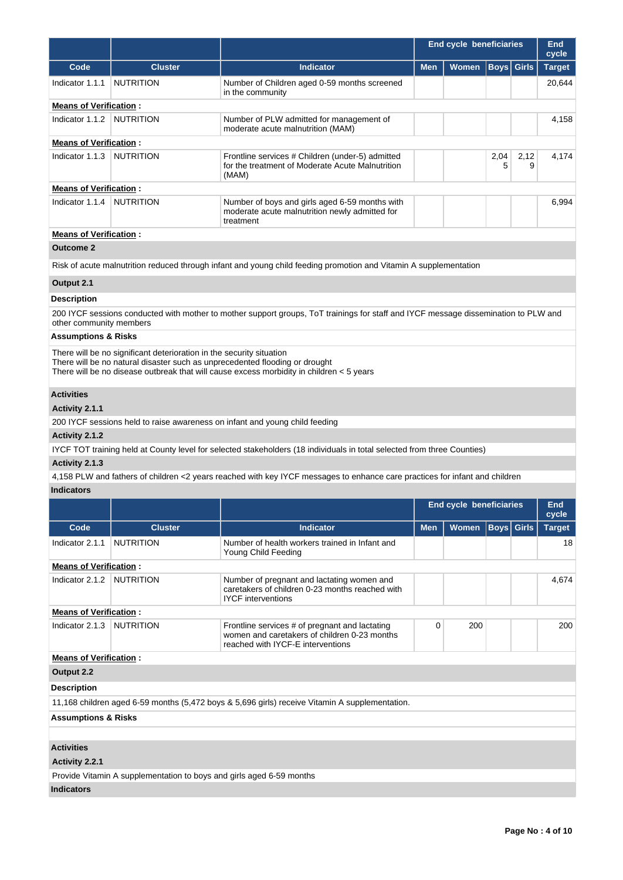| | | | End cycle beneficiaries | | | | End cycle |
|---|---|---|---|---|---|---|---|
| **Code** | **Cluster** | **Indicator** | **Men** | **Women** | **Boys** | **Girls** | **Target** |
| Indicator 1.1.1 | NUTRITION | Number of Children aged 0-59 months screened in the community | | | | | 20,644 |
| **Means of Verification :** | | | | | | | |
| Indicator 1.1.2 | NUTRITION | Number of PLW admitted for management of moderate acute malnutrition (MAM) | | | | | 4,158 |
| **Means of Verification :** | | | | | | | |
| Indicator 1.1.3 | NUTRITION | Frontline services # Children (under-5) admitted for the treatment of Moderate Acute Malnutrition (MAM) | | | 2,045 | 2,129 | 4,174 |
| **Means of Verification :** | | | | | | | |
| Indicator 1.1.4 | NUTRITION | Number of boys and girls aged 6-59 months with moderate acute malnutrition newly admitted for treatment | | | | | 6,994 |
| **Means of Verification :** | | | | | | | |

**Outcome 2**

Risk of acute malnutrition reduced through infant and young child feeding promotion and Vitamin A supplementation

**Output 2.1**

**Description**

200 IYCF sessions conducted with mother to mother support groups, ToT trainings for staff and IYCF message dissemination to PLW and other community members

**Assumptions & Risks**

There will be no significant deterioration in the security situation
There will be no natural disaster such as unprecedented flooding or drought
There will be no disease outbreak that will cause excess morbidity in children < 5 years

**Activities**

**Activity 2.1.1**

200 IYCF sessions held to raise awareness on infant and young child feeding

**Activity 2.1.2**

IYCF TOT training held at County level for selected stakeholders (18 individuals in total selected from three Counties)

**Activity 2.1.3**

4,158 PLW and fathers of children <2 years reached with key IYCF messages to enhance care practices for infant and children

**Indicators**

| | | | End cycle beneficiaries | | | | End cycle |
|---|---|---|---|---|---|---|---|
| **Code** | **Cluster** | **Indicator** | **Men** | **Women** | **Boys** | **Girls** | **Target** |
| Indicator 2.1.1 | NUTRITION | Number of health workers trained in Infant and Young Child Feeding | | | | | 18 |
| **Means of Verification :** | | | | | | | |
| Indicator 2.1.2 | NUTRITION | Number of pregnant and lactating women and caretakers of children 0-23 months reached with IYCF interventions | | | | | 4,674 |
| **Means of Verification :** | | | | | | | |
| Indicator 2.1.3 | NUTRITION | Frontline services # of pregnant and lactating women and caretakers of children 0-23 months reached with IYCF-E interventions | 0 | 200 | | | 200 |
| **Means of Verification :** | | | | | | | |

**Output 2.2**

**Description**

11,168 children aged 6-59 months (5,472 boys & 5,696 girls) receive Vitamin A supplementation.

**Assumptions & Risks**

**Activities**

**Activity 2.2.1**

Provide Vitamin A supplementation to boys and girls aged 6-59 months

**Indicators**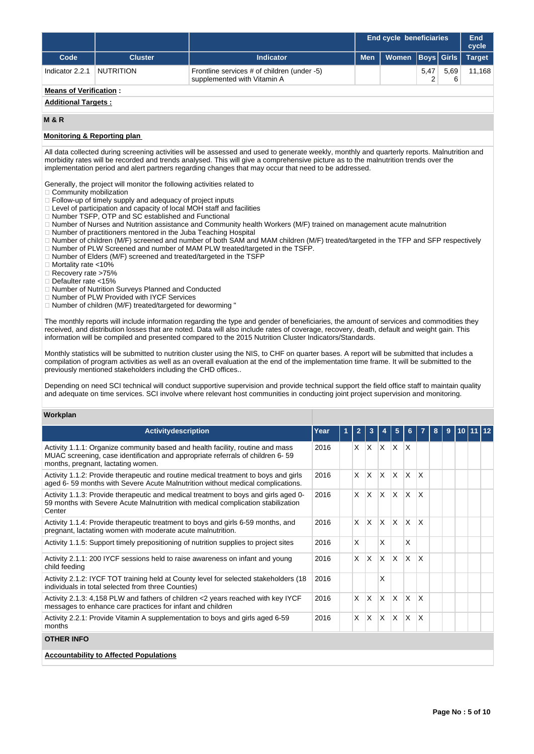| Code | Cluster | Indicator | End cycle beneficiaries | | | | End cycle |
|---|---|---|---|---|---|---|---|
| | | | Men | Women | Boys | Girls | Target |
| Indicator 2.2.1 | NUTRITION | Frontline services # of children (under -5) supplemented with Vitamin A | | | 5,472 | 5,696 | 11,168 |

**Means of Verification :**

**Additional Targets :**

## M & R

**Monitoring & Reporting plan**

All data collected during screening activities will be assessed and used to generate weekly, monthly and quarterly reports. Malnutrition and morbidity rates will be recorded and trends analysed. This will give a comprehensive picture as to the malnutrition trends over the implementation period and alert partners regarding changes that may occur that need to be addressed.

Generally, the project will monitor the following activities related to
- Community mobilization
- Follow-up of timely supply and adequacy of project inputs
- Level of participation and capacity of local MOH staff and facilities
- Number TSFP, OTP and SC established and Functional
- Number of Nurses and Nutrition assistance and Community health Workers (M/F) trained on management acute malnutrition
- Number of practitioners mentored in the Juba Teaching Hospital
- Number of children (M/F) screened and number of both SAM and MAM children (M/F) treated/targeted in the TFP and SFP respectively
- Number of PLW Screened and number of MAM PLW treated/targeted in the TSFP.
- Number of Elders (M/F) screened and treated/targeted in the TSFP
- Mortality rate <10%
- Recovery rate >75%
- Defaulter rate <15%
- Number of Nutrition Surveys Planned and Conducted
- Number of PLW Provided with IYCF Services
- Number of children (M/F) treated/targeted for deworming "

The monthly reports will include information regarding the type and gender of beneficiaries, the amount of services and commodities they received, and distribution losses that are noted. Data will also include rates of coverage, recovery, death, default and weight gain. This information will be compiled and presented compared to the 2015 Nutrition Cluster Indicators/Standards.

Monthly statistics will be submitted to nutrition cluster using the NIS, to CHF on quarter bases. A report will be submitted that includes a compilation of program activities as well as an overall evaluation at the end of the implementation time frame. It will be submitted to the previously mentioned stakeholders including the CHD offices..

Depending on need SCI technical will conduct supportive supervision and provide technical support the field office staff to maintain quality and adequate on time services. SCI involve where relevant host communities in conducting joint project supervision and monitoring.

**Workplan**

| Activitydescription | Year | 1 | 2 | 3 | 4 | 5 | 6 | 7 | 8 | 9 | 10 | 11 | 12 |
|---|---|---|---|---|---|---|---|---|---|---|---|---|---|
| Activity 1.1.1: Organize community based and health facility, routine and mass MUAC screening, case identification and appropriate referrals of children 6- 59 months, pregnant, lactating women. | 2016 | | X | X | X | X | X | | | | | | |
| Activity 1.1.2: Provide therapeutic and routine medical treatment to boys and girls aged 6- 59 months with Severe Acute Malnutrition without medical complications. | 2016 | | X | X | X | X | X | X | | | | | |
| Activity 1.1.3: Provide therapeutic and medical treatment to boys and girls aged 0-59 months with Severe Acute Malnutrition with medical complication stabilization Center | 2016 | | X | X | X | X | X | X | | | | | |
| Activity 1.1.4: Provide therapeutic treatment to boys and girls 6-59 months, and pregnant, lactating women with moderate acute malnutrition. | 2016 | | X | X | X | X | X | X | | | | | |
| Activity 1.1.5: Support timely prepositioning of nutrition supplies to project sites | 2016 | | X | | X | | X | | | | | | |
| Activity 2.1.1: 200 IYCF sessions held to raise awareness on infant and young child feeding | 2016 | | X | X | X | X | X | X | | | | | |
| Activity 2.1.2: IYCF TOT training held at County level for selected stakeholders (18 individuals in total selected from three Counties) | 2016 | | | | X | | | | | | | | |
| Activity 2.1.3: 4,158 PLW and fathers of children <2 years reached with key IYCF messages to enhance care practices for infant and children | 2016 | | X | X | X | X | X | X | | | | | |
| Activity 2.2.1: Provide Vitamin A supplementation to boys and girls aged 6-59 months | 2016 | | X | X | X | X | X | X | | | | | |

## OTHER INFO

**Accountability to Affected Populations**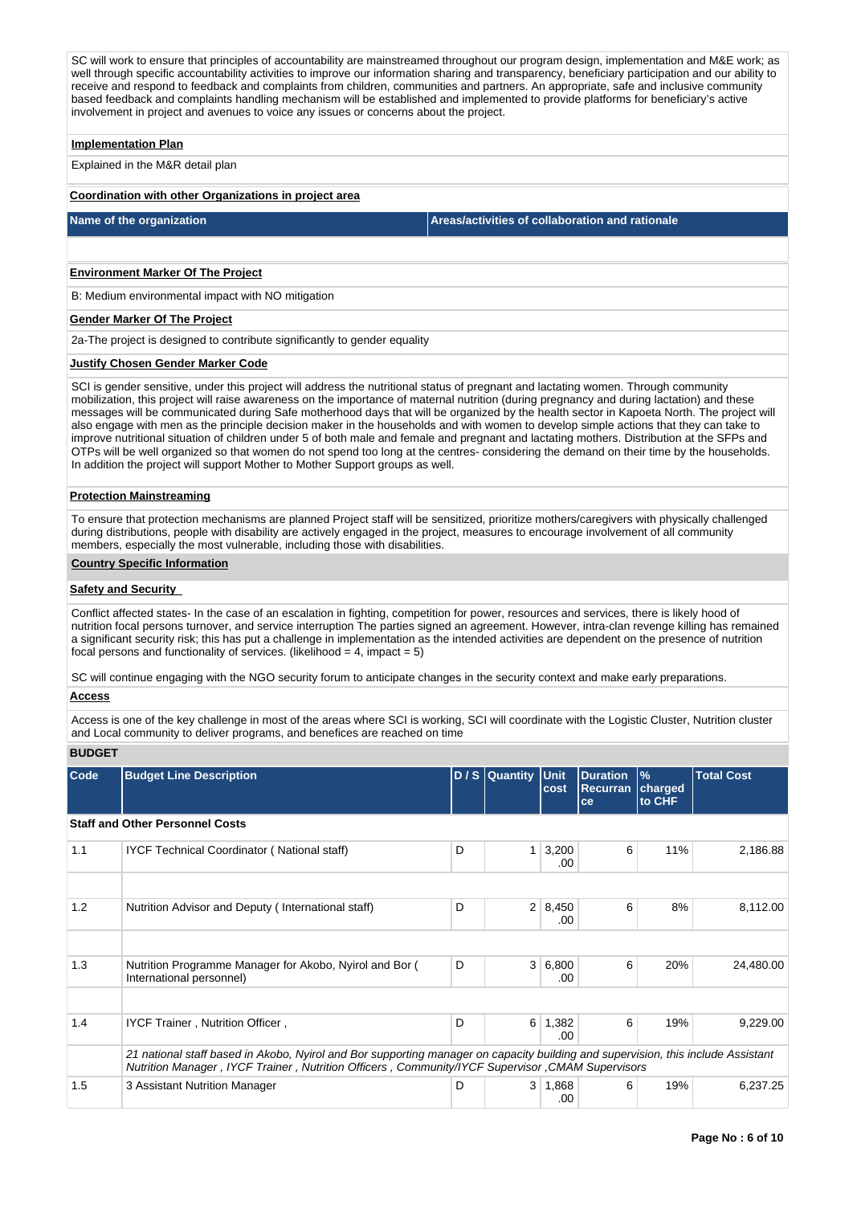SC will work to ensure that principles of accountability are mainstreamed throughout our program design, implementation and M&E work; as well through specific accountability activities to improve our information sharing and transparency, beneficiary participation and our ability to receive and respond to feedback and complaints from children, communities and partners. An appropriate, safe and inclusive community based feedback and complaints handling mechanism will be established and implemented to provide platforms for beneficiary's active involvement in project and avenues to voice any issues or concerns about the project.

**Implementation Plan**

Explained in the M&R detail plan

**Coordination with other Organizations in project area**

| Name of the organization | Areas/activities of collaboration and rationale |
|---|---|
| | |

**Environment Marker Of The Project**

B: Medium environmental impact with NO mitigation

**Gender Marker Of The Project**

2a-The project is designed to contribute significantly to gender equality

**Justify Chosen Gender Marker Code**

SCI is gender sensitive, under this project will address the nutritional status of pregnant and lactating women. Through community mobilization, this project will raise awareness on the importance of maternal nutrition (during pregnancy and during lactation) and these messages will be communicated during Safe motherhood days that will be organized by the health sector in Kapoeta North. The project will also engage with men as the principle decision maker in the households and with women to develop simple actions that they can take to improve nutritional situation of children under 5 of both male and female and pregnant and lactating mothers. Distribution at the SFPs and OTPs will be well organized so that women do not spend too long at the centres- considering the demand on their time by the households. In addition the project will support Mother to Mother Support groups as well.

**Protection Mainstreaming**

To ensure that protection mechanisms are planned Project staff will be sensitized, prioritize mothers/caregivers with physically challenged during distributions, people with disability are actively engaged in the project, measures to encourage involvement of all community members, especially the most vulnerable, including those with disabilities.

**Country Specific Information**

**Safety and Security**

Conflict affected states- In the case of an escalation in fighting, competition for power, resources and services, there is likely hood of nutrition focal persons turnover, and service interruption The parties signed an agreement. However, intra-clan revenge killing has remained a significant security risk; this has put a challenge in implementation as the intended activities are dependent on the presence of nutrition focal persons and functionality of services. (likelihood = 4, impact = 5)

SC will continue engaging with the NGO security forum to anticipate changes in the security context and make early preparations.

**Access**

Access is one of the key challenge in most of the areas where SCI is working, SCI will coordinate with the Logistic Cluster, Nutrition cluster and Local community to deliver programs, and benefices are reached on time

**BUDGET**

| Code | Budget Line Description | D / S | Quantity | Unit cost | Duration Recurrance | % charged to CHF | Total Cost |
|---|---|---|---|---|---|---|---|
| **Staff and Other Personnel Costs** | | | | | | | |
| 1.1 | IYCF Technical Coordinator ( National staff) | D | 1 | 3,200.00 | 6 | 11% | 2,186.88 |
| | | | | | | | |
| 1.2 | Nutrition Advisor and Deputy ( International staff) | D | 2 | 8,450.00 | 6 | 8% | 8,112.00 |
| | | | | | | | |
| 1.3 | Nutrition Programme Manager for Akobo, Nyirol and Bor ( International personnel) | D | 3 | 6,800.00 | 6 | 20% | 24,480.00 |
| | | | | | | | |
| 1.4 | IYCF Trainer , Nutrition Officer , | D | 6 | 1,382.00 | 6 | 19% | 9,229.00 |
| | *21 national staff based in Akobo, Nyirol and Bor supporting manager on capacity building and supervision, this include Assistant Nutrition Manager , IYCF Trainer , Nutrition Officers , Community/IYCF Supervisor ,CMAM Supervisors* | | | | | | |
| 1.5 | 3 Assistant Nutrition Manager | D | 3 | 1,868.00 | 6 | 19% | 6,237.25 |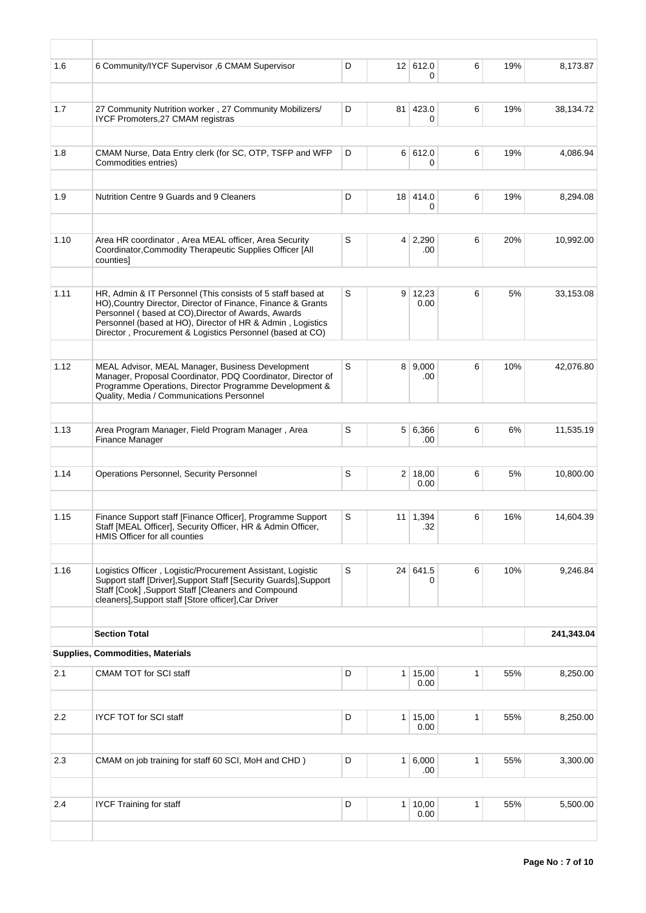| | | | | | | | |
|---|---|---|---|---|---|---|---|
| 1.6 | 6 Community/IYCF Supervisor ,6 CMAM Supervisor | D | 12 | 612.00 | 6 | 19% | 8,173.87 |
| | | | | | | | |
| 1.7 | 27 Community Nutrition worker , 27 Community Mobilizers/ IYCF Promoters,27 CMAM registras | D | 81 | 423.00 | 6 | 19% | 38,134.72 |
| | | | | | | | |
| 1.8 | CMAM Nurse, Data Entry clerk (for SC, OTP, TSFP and WFP Commodities entries) | D | 6 | 612.00 | 6 | 19% | 4,086.94 |
| | | | | | | | |
| 1.9 | Nutrition Centre 9 Guards and 9 Cleaners | D | 18 | 414.00 | 6 | 19% | 8,294.08 |
| | | | | | | | |
| 1.10 | Area HR coordinator , Area MEAL officer, Area Security Coordinator,Commodity Therapeutic Supplies Officer [All counties] | S | 4 | 2,290.00 | 6 | 20% | 10,992.00 |
| | | | | | | | |
| 1.11 | HR, Admin & IT Personnel (This consists of 5 staff based at HO),Country Director, Director of Finance, Finance & Grants Personnel ( based at CO),Director of Awards, Awards Personnel (based at HO), Director of HR & Admin , Logistics Director , Procurement & Logistics Personnel (based at CO) | S | 9 | 12,230.00 | 6 | 5% | 33,153.08 |
| | | | | | | | |
| 1.12 | MEAL Advisor, MEAL Manager, Business Development Manager, Proposal Coordinator, PDQ Coordinator, Director of Programme Operations, Director Programme Development & Quality, Media / Communications Personnel | S | 8 | 9,000.00 | 6 | 10% | 42,076.80 |
| | | | | | | | |
| 1.13 | Area Program Manager, Field Program Manager , Area Finance Manager | S | 5 | 6,366.00 | 6 | 6% | 11,535.19 |
| | | | | | | | |
| 1.14 | Operations Personnel, Security Personnel | S | 2 | 18,000.00 | 6 | 5% | 10,800.00 |
| | | | | | | | |
| 1.15 | Finance Support staff [Finance Officer], Programme Support Staff [MEAL Officer], Security Officer, HR & Admin Officer, HMIS Officer for all counties | S | 11 | 1,394.32 | 6 | 16% | 14,604.39 |
| | | | | | | | |
| 1.16 | Logistics Officer , Logistic/Procurement Assistant, Logistic Support staff [Driver],Support Staff [Security Guards],Support Staff [Cook] ,Support Staff [Cleaners and Compound cleaners],Support staff [Store officer],Car Driver | S | 24 | 641.50 | 6 | 10% | 9,246.84 |
| | | | | | | | |
| | **Section Total** | | | | | | **241,343.04** |
| **Supplies, Commodities, Materials** | | | | | | | |
| 2.1 | CMAM TOT for SCI staff | D | 1 | 15,000.00 | 1 | 55% | 8,250.00 |
| | | | | | | | |
| 2.2 | IYCF TOT for SCI staff | D | 1 | 15,000.00 | 1 | 55% | 8,250.00 |
| | | | | | | | |
| 2.3 | CMAM on job training for staff 60 SCI, MoH and CHD ) | D | 1 | 6,000.00 | 1 | 55% | 3,300.00 |
| | | | | | | | |
| 2.4 | IYCF Training for staff | D | 1 | 10,000.00 | 1 | 55% | 5,500.00 |
| | | | | | | | |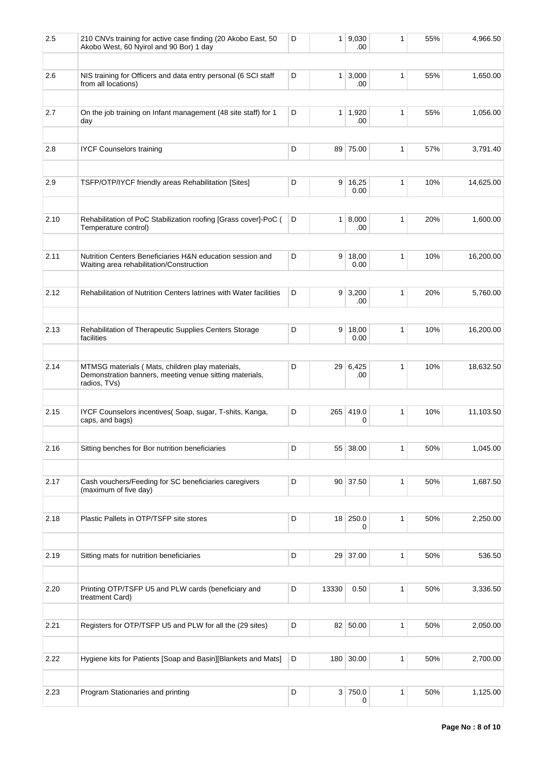| 2.5 | 210 CNVs training for active case finding (20 Akobo East, 50 Akobo West, 60 Nyirol and 90 Bor) 1 day | D | 1 | 9,030.00 | 1 | 55% | 4,966.50 |
|---|---|---|---|---|---|---|---|
| | | | | | | | |
| 2.6 | NIS training for Officers and data entry personal (6 SCI staff from all locations) | D | 1 | 3,000.00 | 1 | 55% | 1,650.00 |
| | | | | | | | |
| 2.7 | On the job training on Infant management (48 site staff) for 1 day | D | 1 | 1,920.00 | 1 | 55% | 1,056.00 |
| | | | | | | | |
| 2.8 | IYCF Counselors training | D | 89 | 75.00 | 1 | 57% | 3,791.40 |
| | | | | | | | |
| 2.9 | TSFP/OTP/IYCF friendly areas Rehabilitation [Sites] | D | 9 | 16,250.00 | 1 | 10% | 14,625.00 |
| | | | | | | | |
| 2.10 | Rehabilitation of PoC Stabilization roofing [Grass cover]-PoC ( Temperature control) | D | 1 | 8,000.00 | 1 | 20% | 1,600.00 |
| | | | | | | | |
| 2.11 | Nutrition Centers Beneficiaries H&N education session and Waiting area rehabilitation/Construction | D | 9 | 18,000.00 | 1 | 10% | 16,200.00 |
| | | | | | | | |
| 2.12 | Rehabilitation of Nutrition Centers latrines with Water facilities | D | 9 | 3,200.00 | 1 | 20% | 5,760.00 |
| | | | | | | | |
| 2.13 | Rehabilitation of Therapeutic Supplies Centers Storage facilities | D | 9 | 18,000.00 | 1 | 10% | 16,200.00 |
| | | | | | | | |
| 2.14 | MTMSG materials ( Mats, children play materials, Demonstration banners, meeting venue sitting materials, radios, TVs) | D | 29 | 6,425.00 | 1 | 10% | 18,632.50 |
| | | | | | | | |
| 2.15 | IYCF Counselors incentives( Soap, sugar, T-shits, Kanga, caps, and bags) | D | 265 | 419.00 | 1 | 10% | 11,103.50 |
| | | | | | | | |
| 2.16 | Sitting benches for Bor nutrition beneficiaries | D | 55 | 38.00 | 1 | 50% | 1,045.00 |
| | | | | | | | |
| 2.17 | Cash vouchers/Feeding for SC beneficiaries caregivers (maximum of five day) | D | 90 | 37.50 | 1 | 50% | 1,687.50 |
| | | | | | | | |
| 2.18 | Plastic Pallets in OTP/TSFP site stores | D | 18 | 250.00 | 1 | 50% | 2,250.00 |
| | | | | | | | |
| 2.19 | Sitting mats for nutrition beneficiaries | D | 29 | 37.00 | 1 | 50% | 536.50 |
| | | | | | | | |
| 2.20 | Printing OTP/TSFP U5 and PLW cards (beneficiary and treatment Card) | D | 13330 | 0.50 | 1 | 50% | 3,336.50 |
| | | | | | | | |
| 2.21 | Registers for OTP/TSFP U5 and PLW for all the (29 sites) | D | 82 | 50.00 | 1 | 50% | 2,050.00 |
| | | | | | | | |
| 2.22 | Hygiene kits for Patients [Soap and Basin][Blankets and Mats] | D | 180 | 30.00 | 1 | 50% | 2,700.00 |
| | | | | | | | |
| 2.23 | Program Stationaries and printing | D | 3 | 750.00 | 1 | 50% | 1,125.00 |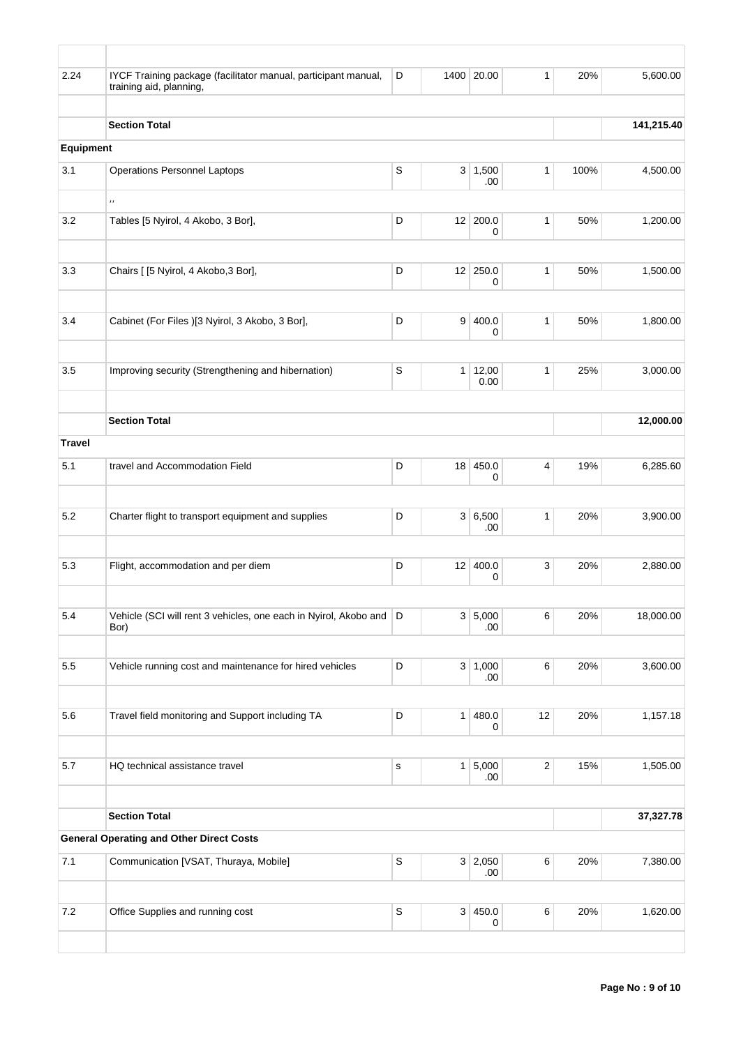| | | | | | | | |
|---|---|---|---|---|---|---|---|
| 2.24 | IYCF Training package (facilitator manual, participant manual, training aid, planning, | D | 1400 | 20.00 | 1 | 20% | 5,600.00 |
| | | | | | | | |
| | **Section Total** | | | | | | **141,215.40** |
| **Equipment** | | | | | | | |
| 3.1 | Operations Personnel Laptops | S | 3 | 1,500.00 | 1 | 100% | 4,500.00 |
| | ,, | | | | | | |
| 3.2 | Tables [5 Nyirol, 4 Akobo, 3 Bor], | D | 12 | 200.00 | 1 | 50% | 1,200.00 |
| | | | | | | | |
| 3.3 | Chairs [ [5 Nyirol, 4 Akobo,3 Bor], | D | 12 | 250.00 | 1 | 50% | 1,500.00 |
| | | | | | | | |
| 3.4 | Cabinet (For Files )[3 Nyirol, 3 Akobo, 3 Bor], | D | 9 | 400.00 | 1 | 50% | 1,800.00 |
| | | | | | | | |
| 3.5 | Improving security (Strengthening and hibernation) | S | 1 | 12,000.00 | 1 | 25% | 3,000.00 |
| | | | | | | | |
| | **Section Total** | | | | | | **12,000.00** |
| **Travel** | | | | | | | |
| 5.1 | travel and Accommodation Field | D | 18 | 450.00 | 4 | 19% | 6,285.60 |
| | | | | | | | |
| 5.2 | Charter flight to transport equipment and supplies | D | 3 | 6,500.00 | 1 | 20% | 3,900.00 |
| | | | | | | | |
| 5.3 | Flight, accommodation and per diem | D | 12 | 400.00 | 3 | 20% | 2,880.00 |
| | | | | | | | |
| 5.4 | Vehicle (SCI will rent 3 vehicles, one each in Nyirol, Akobo and Bor) | D | 3 | 5,000.00 | 6 | 20% | 18,000.00 |
| | | | | | | | |
| 5.5 | Vehicle running cost and maintenance for hired vehicles | D | 3 | 1,000.00 | 6 | 20% | 3,600.00 |
| | | | | | | | |
| 5.6 | Travel field monitoring and Support including TA | D | 1 | 480.00 | 12 | 20% | 1,157.18 |
| | | | | | | | |
| 5.7 | HQ technical assistance travel | s | 1 | 5,000.00 | 2 | 15% | 1,505.00 |
| | | | | | | | |
| | **Section Total** | | | | | | **37,327.78** |
| **General Operating and Other Direct Costs** | | | | | | | |
| 7.1 | Communication [VSAT, Thuraya, Mobile] | S | 3 | 2,050.00 | 6 | 20% | 7,380.00 |
| | | | | | | | |
| 7.2 | Office Supplies and running cost | S | 3 | 450.00 | 6 | 20% | 1,620.00 |
| | | | | | | | |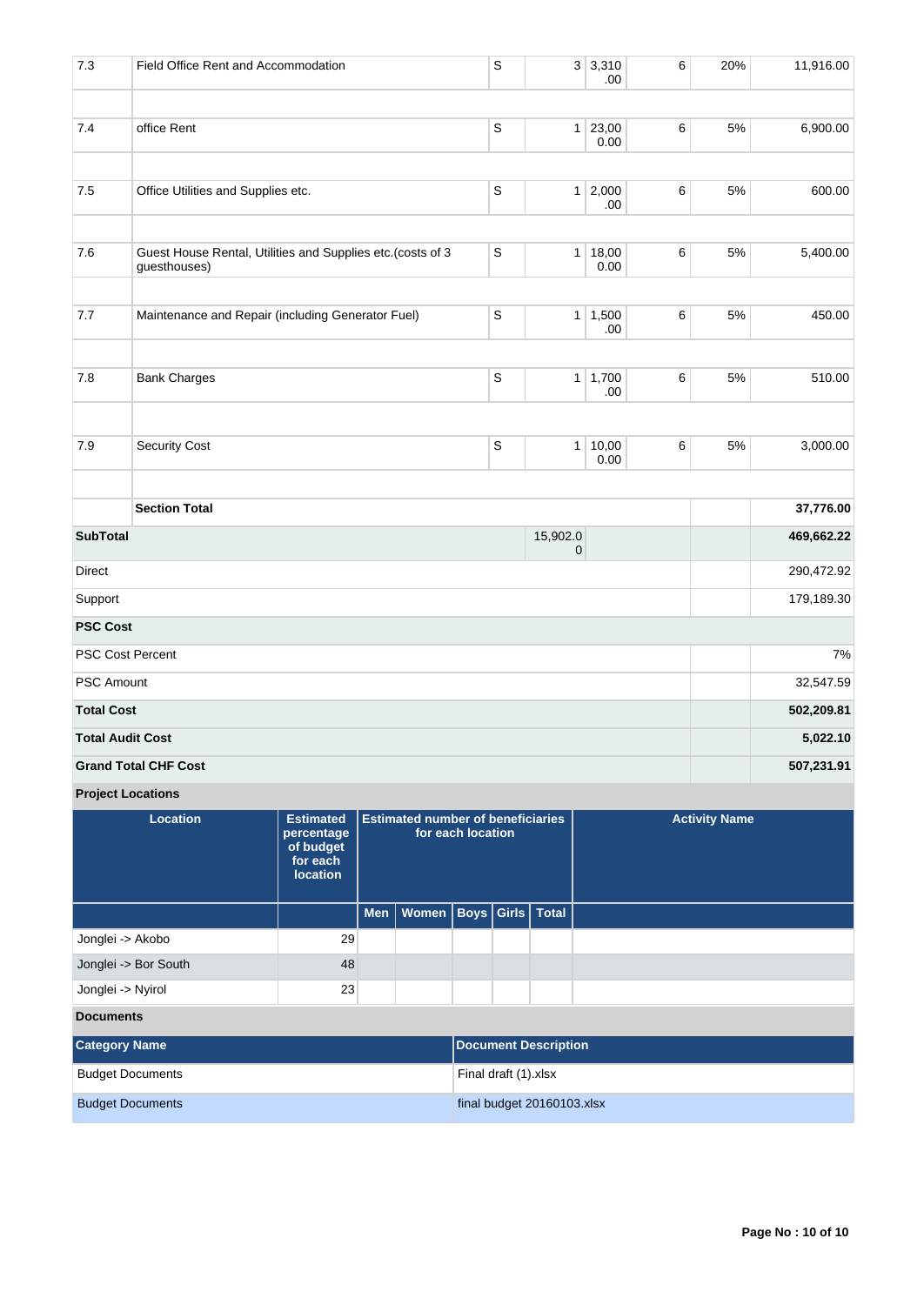| | | | | | | | |
|---|---|---|---|---|---|---|---|
| 7.3 | Field Office Rent and Accommodation | S | 3 | 3,310.00 | 6 | 20% | 11,916.00 |
| | | | | | | | |
| 7.4 | office Rent | S | 1 | 23,000.00 | 6 | 5% | 6,900.00 |
| | | | | | | | |
| 7.5 | Office Utilities and Supplies etc. | S | 1 | 2,000.00 | 6 | 5% | 600.00 |
| | | | | | | | |
| 7.6 | Guest House Rental, Utilities and Supplies etc.(costs of 3 guesthouses) | S | 1 | 18,000.00 | 6 | 5% | 5,400.00 |
| | | | | | | | |
| 7.7 | Maintenance and Repair (including Generator Fuel) | S | 1 | 1,500.00 | 6 | 5% | 450.00 |
| | | | | | | | |
| 7.8 | Bank Charges | S | 1 | 1,700.00 | 6 | 5% | 510.00 |
| | | | | | | | |
| 7.9 | Security Cost | S | 1 | 10,000.00 | 6 | 5% | 3,000.00 |
| | | | | | | | |
| | **Section Total** | | | | | | **37,776.00** |
| **SubTotal** | | | 15,902.00 | | | | **469,662.22** |
| Direct | | | | | | | 290,472.92 |
| Support | | | | | | | 179,189.30 |
| **PSC Cost** | | | | | | | |
| PSC Cost Percent | | | | | | | 7% |
| PSC Amount | | | | | | | 32,547.59 |
| **Total Cost** | | | | | | | **502,209.81** |
| **Total Audit Cost** | | | | | | | **5,022.10** |
| **Grand Total CHF Cost** | | | | | | | **507,231.91** |

**Project Locations**

| Location | Estimated percentage of budget for each location | Estimated number of beneficiaries for each location | | | | | Activity Name |
|---|---|---|---|---|---|---|---|
| | | Men | Women | Boys | Girls | Total | |
| Jonglei -> Akobo | 29 | | | | | | |
| Jonglei -> Bor South | 48 | | | | | | |
| Jonglei -> Nyirol | 23 | | | | | | |

**Documents**

| Category Name | Document Description |
|---|---|
| Budget Documents | Final draft (1).xlsx |
| Budget Documents | final budget 20160103.xlsx |